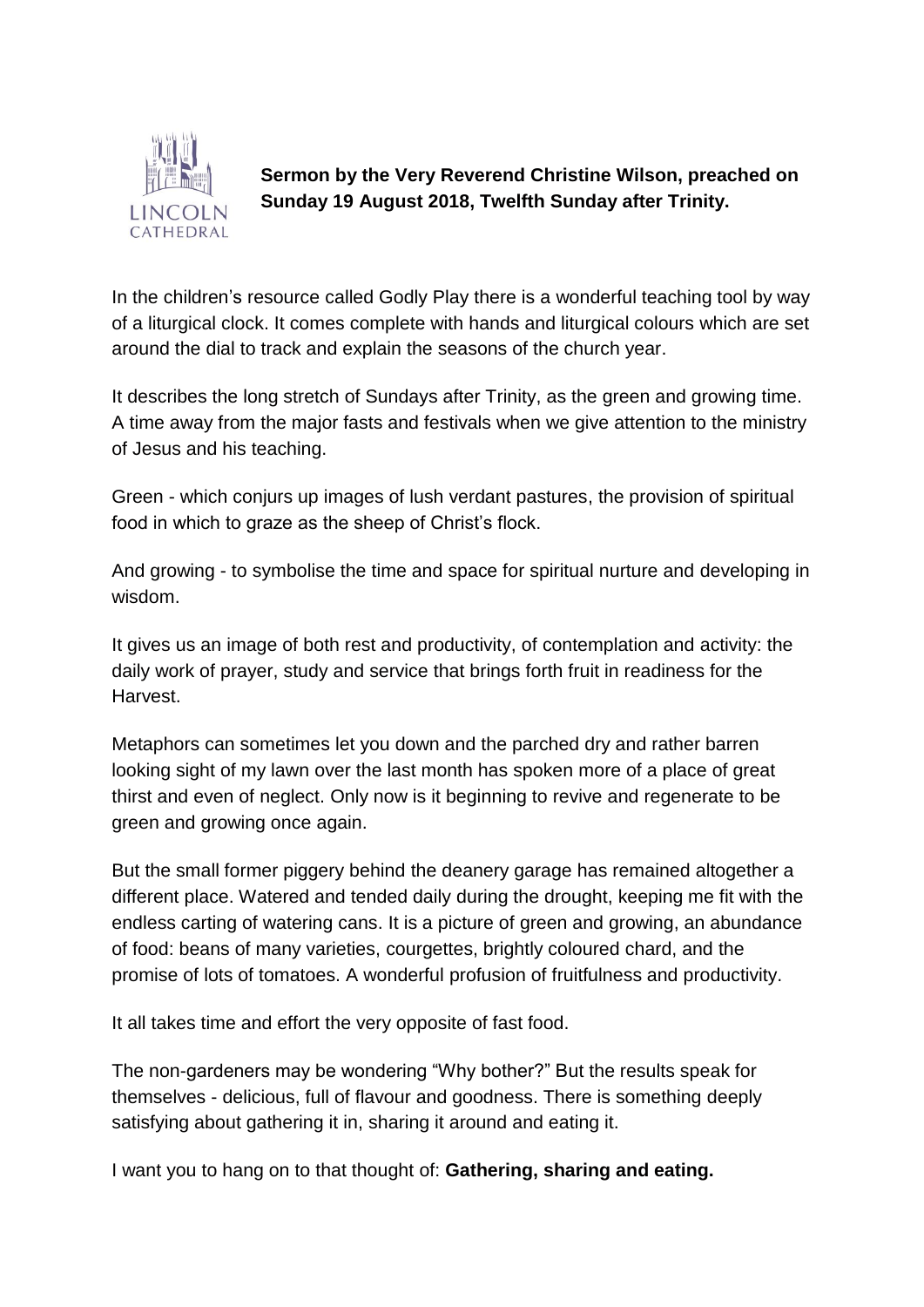**Sermon by the Very Reverend Christine Wilson, preached on Sunday 19 August 2018, Twelfth Sunday after Trinity.**

In the children's resource called Godly Play there is a wonderful teaching tool by way of a liturgical clock. It comes complete with hands and liturgical colours which are set around the dial to track and explain the seasons of the church year.

It describes the long stretch of Sundays after Trinity, as the green and growing time. A time away from the major fasts and festivals when we give attention to the ministry of Jesus and his teaching.

Green - which conjurs up images of lush verdant pastures, the provision of spiritual food in which to graze as the sheep of Christ's flock.

And growing - to symbolise the time and space for spiritual nurture and developing in wisdom.

It gives us an image of both rest and productivity, of contemplation and activity: the daily work of prayer, study and service that brings forth fruit in readiness for the Harvest.

Metaphors can sometimes let you down and the parched dry and rather barren looking sight of my lawn over the last month has spoken more of a place of great thirst and even of neglect. Only now is it beginning to revive and regenerate to be green and growing once again.

But the small former piggery behind the deanery garage has remained altogether a different place. Watered and tended daily during the drought, keeping me fit with the endless carting of watering cans. It is a picture of green and growing, an abundance of food: beans of many varieties, courgettes, brightly coloured chard, and the promise of lots of tomatoes. A wonderful profusion of fruitfulness and productivity.

It all takes time and effort the very opposite of fast food.

The non-gardeners may be wondering "Why bother?" But the results speak for themselves - delicious, full of flavour and goodness. There is something deeply satisfying about gathering it in, sharing it around and eating it.

I want you to hang on to that thought of: **Gathering, sharing and eating.**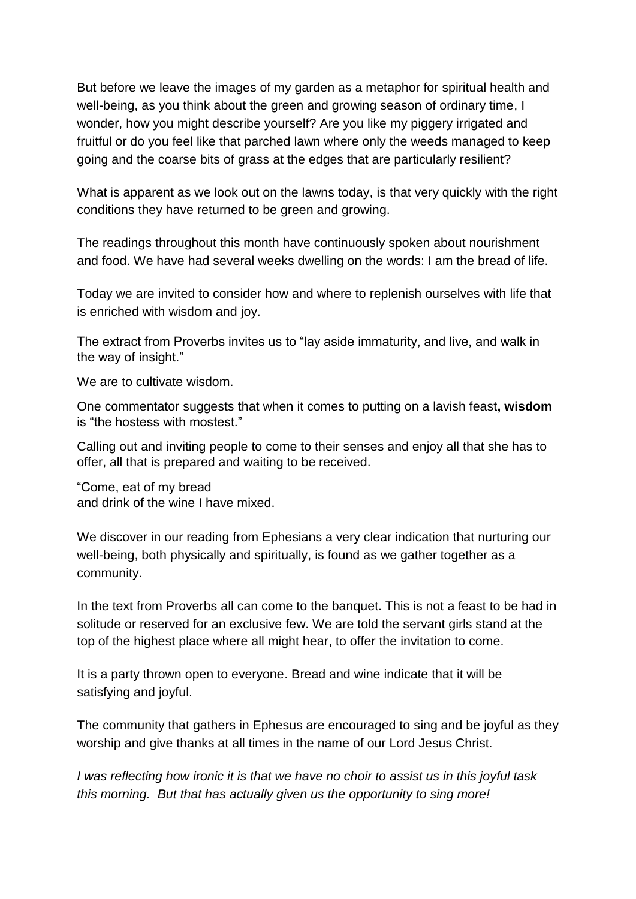But before we leave the images of my garden as a metaphor for spiritual health and well-being, as you think about the green and growing season of ordinary time, I wonder, how you might describe yourself? Are you like my piggery irrigated and fruitful or do you feel like that parched lawn where only the weeds managed to keep going and the coarse bits of grass at the edges that are particularly resilient?

What is apparent as we look out on the lawns today, is that very quickly with the right conditions they have returned to be green and growing.

The readings throughout this month have continuously spoken about nourishment and food. We have had several weeks dwelling on the words: I am the bread of life.

Today we are invited to consider how and where to replenish ourselves with life that is enriched with wisdom and joy.

The extract from Proverbs invites us to "lay aside immaturity, and live, and walk in the way of insight."

We are to cultivate wisdom.

One commentator suggests that when it comes to putting on a lavish feast**, wisdom** is "the hostess with mostest."

Calling out and inviting people to come to their senses and enjoy all that she has to offer, all that is prepared and waiting to be received.

"Come, eat of my bread
and drink of the wine I have mixed.

We discover in our reading from Ephesians a very clear indication that nurturing our well-being, both physically and spiritually, is found as we gather together as a community.

In the text from Proverbs all can come to the banquet. This is not a feast to be had in solitude or reserved for an exclusive few. We are told the servant girls stand at the top of the highest place where all might hear, to offer the invitation to come.

It is a party thrown open to everyone. Bread and wine indicate that it will be satisfying and joyful.

The community that gathers in Ephesus are encouraged to sing and be joyful as they worship and give thanks at all times in the name of our Lord Jesus Christ.

*I was reflecting how ironic it is that we have no choir to assist us in this joyful task this morning. But that has actually given us the opportunity to sing more!*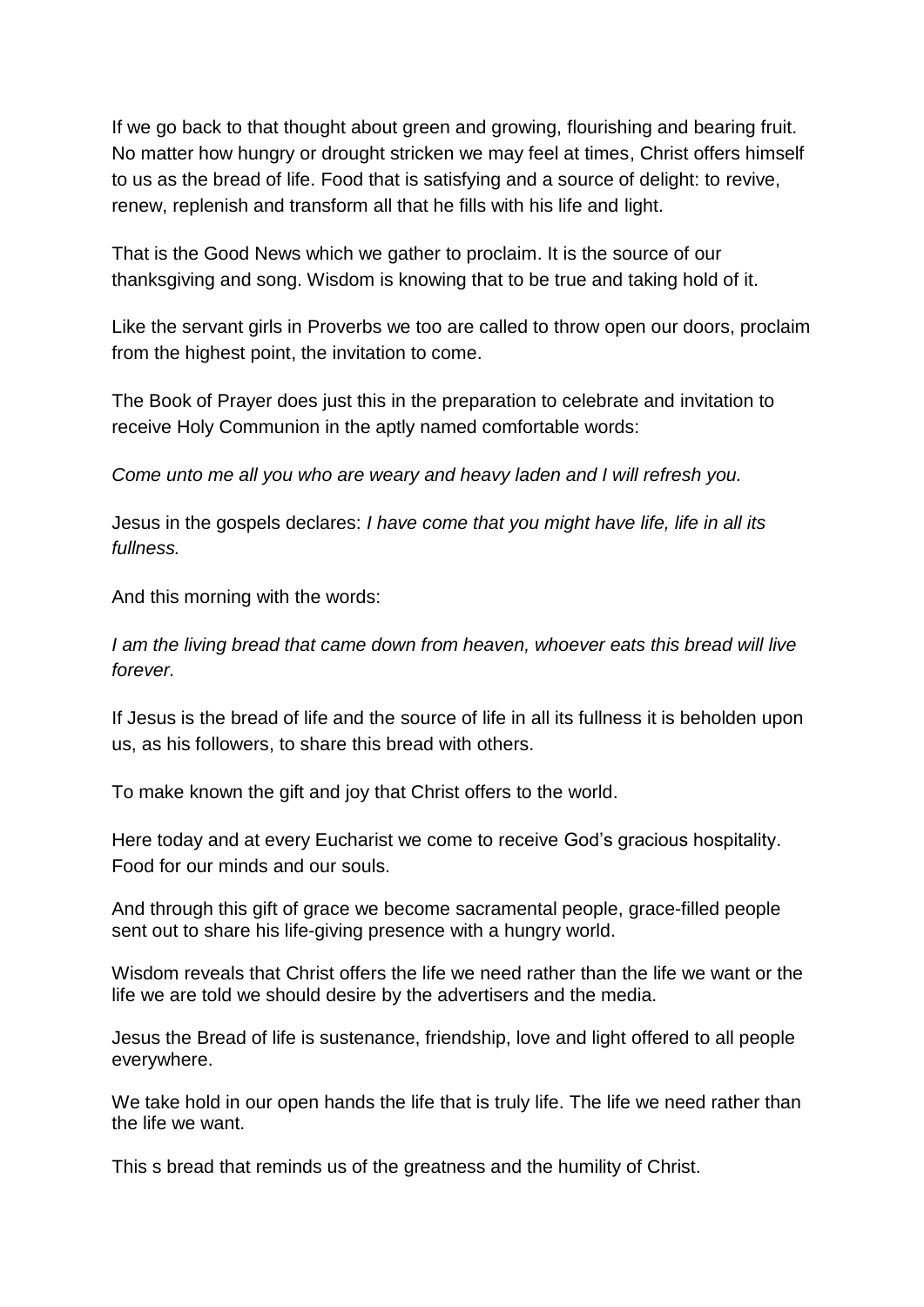If we go back to that thought about green and growing, flourishing and bearing fruit. No matter how hungry or drought stricken we may feel at times, Christ offers himself to us as the bread of life. Food that is satisfying and a source of delight: to revive, renew, replenish and transform all that he fills with his life and light.

That is the Good News which we gather to proclaim. It is the source of our thanksgiving and song. Wisdom is knowing that to be true and taking hold of it.

Like the servant girls in Proverbs we too are called to throw open our doors, proclaim from the highest point, the invitation to come.

The Book of Prayer does just this in the preparation to celebrate and invitation to receive Holy Communion in the aptly named comfortable words:

*Come unto me all you who are weary and heavy laden and I will refresh you.*

Jesus in the gospels declares: *I have come that you might have life, life in all its fullness.*

And this morning with the words:

*I am the living bread that came down from heaven, whoever eats this bread will live forever.*

If Jesus is the bread of life and the source of life in all its fullness it is beholden upon us, as his followers, to share this bread with others.

To make known the gift and joy that Christ offers to the world.

Here today and at every Eucharist we come to receive God's gracious hospitality. Food for our minds and our souls.

And through this gift of grace we become sacramental people, grace-filled people sent out to share his life-giving presence with a hungry world.

Wisdom reveals that Christ offers the life we need rather than the life we want or the life we are told we should desire by the advertisers and the media.

Jesus the Bread of life is sustenance, friendship, love and light offered to all people everywhere.

We take hold in our open hands the life that is truly life. The life we need rather than the life we want.

This s bread that reminds us of the greatness and the humility of Christ.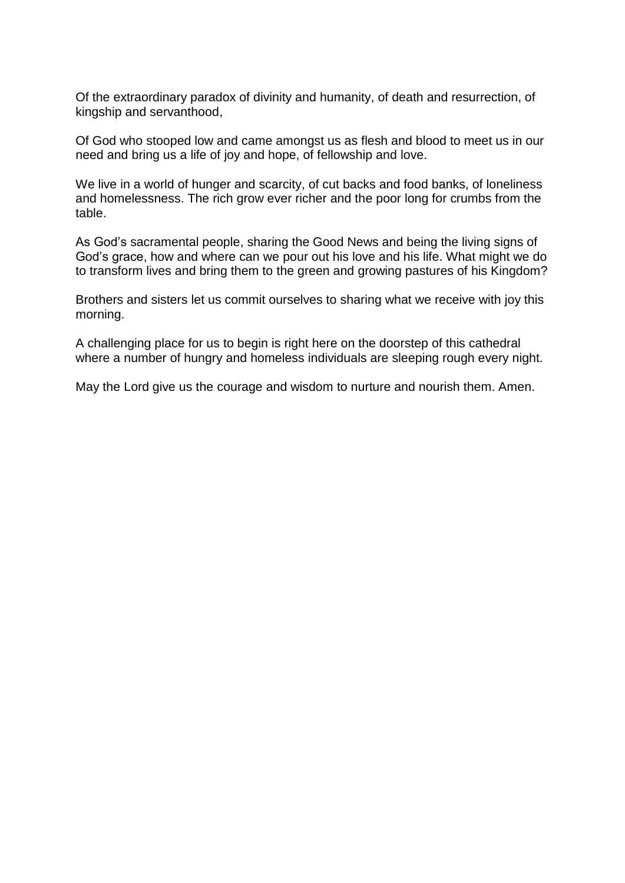Of the extraordinary paradox of divinity and humanity, of death and resurrection, of kingship and servanthood,

Of God who stooped low and came amongst us as flesh and blood to meet us in our need and bring us a life of joy and hope, of fellowship and love.

We live in a world of hunger and scarcity, of cut backs and food banks, of loneliness and homelessness. The rich grow ever richer and the poor long for crumbs from the table.

As God's sacramental people, sharing the Good News and being the living signs of God's grace, how and where can we pour out his love and his life. What might we do to transform lives and bring them to the green and growing pastures of his Kingdom?

Brothers and sisters let us commit ourselves to sharing what we receive with joy this morning.

A challenging place for us to begin is right here on the doorstep of this cathedral where a number of hungry and homeless individuals are sleeping rough every night.

May the Lord give us the courage and wisdom to nurture and nourish them. Amen.